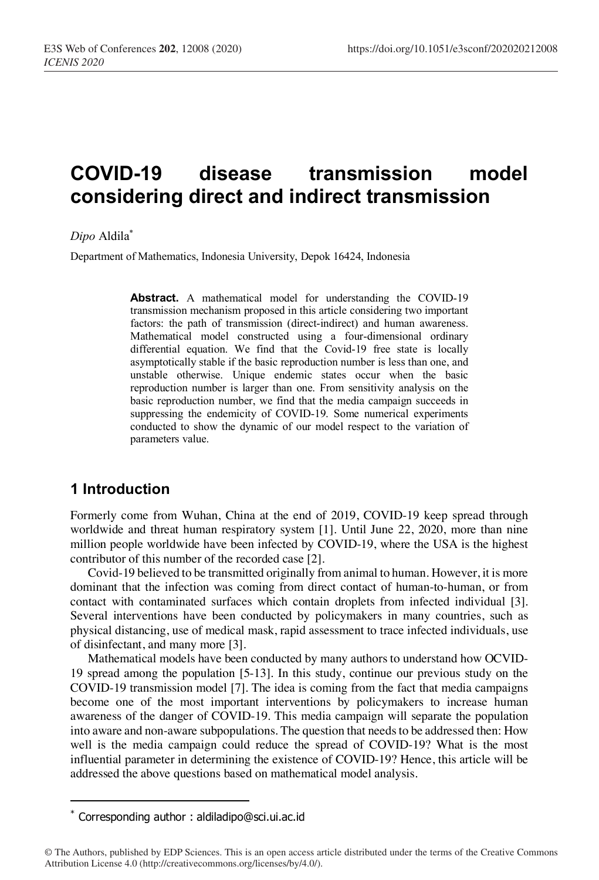# COVID-19 disease transmission model considering direct and indirect transmission

*Dipo* Aldila*

Department of Mathematics, Indonesia University, Depok 16424, Indonesia

**Abstract.** A mathematical model for understanding the COVID-19 transmission mechanism proposed in this article considering two important factors: the path of transmission (direct-indirect) and human awareness. Mathematical model constructed using a four-dimensional ordinary differential equation. We find that the Covid-19 free state is locally asymptotically stable if the basic reproduction number is less than one, and unstable otherwise. Unique endemic states occur when the basic reproduction number is larger than one. From sensitivity analysis on the basic reproduction number, we find that the media campaign succeeds in suppressing the endemicity of COVID-19. Some numerical experiments conducted to show the dynamic of our model respect to the variation of parameters value.

## 1 Introduction

Formerly come from Wuhan, China at the end of 2019, COVID-19 keep spread through worldwide and threat human respiratory system [1]. Until June 22, 2020, more than nine million people worldwide have been infected by COVID-19, where the USA is the highest contributor of this number of the recorded case [2].

Covid-19 believed to be transmitted originally from animal to human. However, it is more dominant that the infection was coming from direct contact of human-to-human, or from contact with contaminated surfaces which contain droplets from infected individual [3]. Several interventions have been conducted by policymakers in many countries, such as physical distancing, use of medical mask, rapid assessment to trace infected individuals, use of disinfectant, and many more [3].

Mathematical models have been conducted by many authors to understand how OCVID-19 spread among the population [5-13]. In this study, continue our previous study on the COVID-19 transmission model [7]. The idea is coming from the fact that media campaigns become one of the most important interventions by policymakers to increase human awareness of the danger of COVID-19. This media campaign will separate the population into aware and non-aware subpopulations. The question that needs to be addressed then: How well is the media campaign could reduce the spread of COVID-19? What is the most influential parameter in determining the existence of COVID-19? Hence, this article will be addressed the above questions based on mathematical model analysis.

* Corresponding author : aldiladipo@sci.ui.ac.id

© The Authors, published by EDP Sciences. This is an open access article distributed under the terms of the Creative Commons Attribution License 4.0 (http://creativecommons.org/licenses/by/4.0/).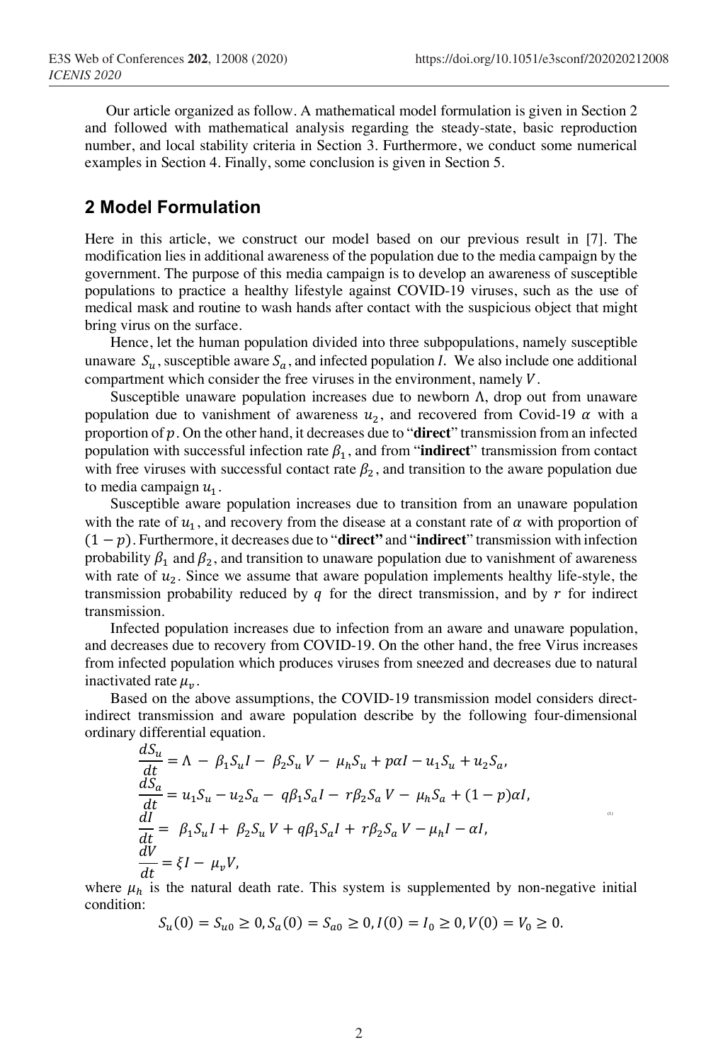Our article organized as follow. A mathematical model formulation is given in Section 2 and followed with mathematical analysis regarding the steady-state, basic reproduction number, and local stability criteria in Section 3. Furthermore, we conduct some numerical examples in Section 4. Finally, some conclusion is given in Section 5.

## 2 Model Formulation

Here in this article, we construct our model based on our previous result in [7]. The modification lies in additional awareness of the population due to the media campaign by the government. The purpose of this media campaign is to develop an awareness of susceptible populations to practice a healthy lifestyle against COVID-19 viruses, such as the use of medical mask and routine to wash hands after contact with the suspicious object that might bring virus on the surface.

Hence, let the human population divided into three subpopulations, namely susceptible unaware $S_u$, susceptible aware $S_a$, and infected population $I$. We also include one additional compartment which consider the free viruses in the environment, namely $V$.

Susceptible unaware population increases due to newborn $\Lambda$, drop out from unaware population due to vanishment of awareness $u_2$, and recovered from Covid-19 $\alpha$ with a proportion of $p$. On the other hand, it decreases due to "**direct**" transmission from an infected population with successful infection rate $\beta_1$, and from "**indirect**" transmission from contact with free viruses with successful contact rate $\beta_2$, and transition to the aware population due to media campaign $u_1$.

Susceptible aware population increases due to transition from an unaware population with the rate of $u_1$, and recovery from the disease at a constant rate of $\alpha$ with proportion of $(1-p)$. Furthermore, it decreases due to "**direct"** and "**indirect**" transmission with infection probability $\beta_1$ and $\beta_2$, and transition to unaware population due to vanishment of awareness with rate of $u_2$. Since we assume that aware population implements healthy life-style, the transmission probability reduced by $q$ for the direct transmission, and by $r$ for indirect transmission.

Infected population increases due to infection from an aware and unaware population, and decreases due to recovery from COVID-19. On the other hand, the free Virus increases from infected population which produces viruses from sneezed and decreases due to natural inactivated rate $\mu_v$.

Based on the above assumptions, the COVID-19 transmission model considers direct-indirect transmission and aware population describe by the following four-dimensional ordinary differential equation.

$$
\begin{aligned}
\frac{dS_u}{dt} &= \Lambda - \beta_1 S_u I - \beta_2 S_u V - \mu_h S_u + p\alpha I - u_1 S_u + u_2 S_a, \\
\frac{dS_a}{dt} &= u_1 S_u - u_2 S_a - q\beta_1 S_a I - r\beta_2 S_a V - \mu_h S_a + (1-p)\alpha I, \\
\frac{dI}{dt} &= \beta_1 S_u I + \beta_2 S_u V + q\beta_1 S_a I + r\beta_2 S_a V - \mu_h I - \alpha I, \\
\frac{dV}{dt} &= \xi I - \mu_v V,
\end{aligned} \tag{1}
$$

where $\mu_h$ is the natural death rate. This system is supplemented by non-negative initial condition:

$$
S_u(0) = S_{u0} \geq 0, S_a(0) = S_{a0} \geq 0, I(0) = I_0 \geq 0, V(0) = V_0 \geq 0.
$$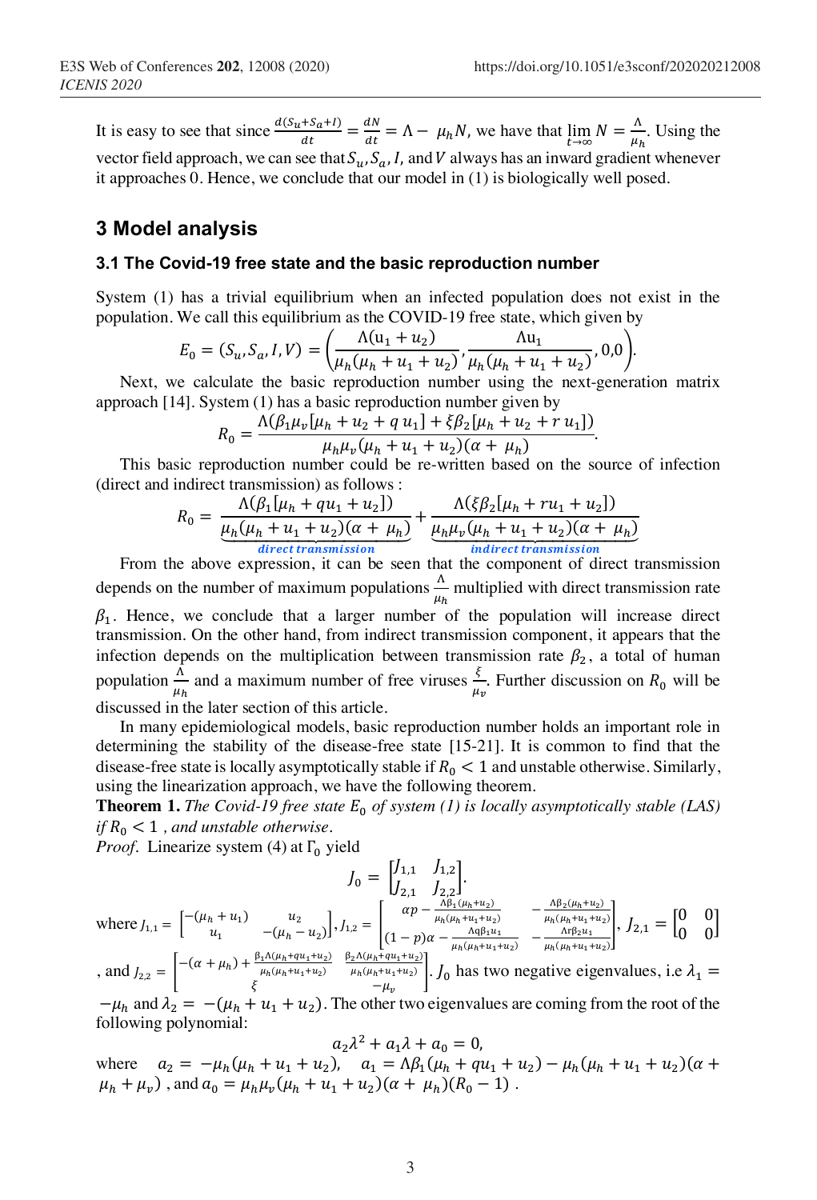It is easy to see that since $\frac{d(S_u+S_a+I)}{dt} = \frac{dN}{dt} = \Lambda - \mu_h N$, we have that $\lim_{t\to\infty} N = \frac{\Lambda}{\mu_h}$. Using the vector field approach, we can see that $S_u, S_a, I,$ and $V$ always has an inward gradient whenever it approaches 0. Hence, we conclude that our model in (1) is biologically well posed.

## 3 Model analysis

### 3.1 The Covid-19 free state and the basic reproduction number

System (1) has a trivial equilibrium when an infected population does not exist in the population. We call this equilibrium as the COVID-19 free state, which given by

$$E_0 = (S_u, S_a, I, V) = \left(\frac{\Lambda(\mathrm{u}_1 + u_2)}{\mu_h(\mu_h + u_1 + u_2)}, \frac{\Lambda \mathrm{u}_1}{\mu_h(\mu_h + u_1 + u_2)}, 0, 0\right).$$

Next, we calculate the basic reproduction number using the next-generation matrix approach [14]. System (1) has a basic reproduction number given by

$$R_0 = \frac{\Lambda(\beta_1 \mu_v[\mu_h + u_2 + q\, u_1] + \xi \beta_2[\mu_h + u_2 + r\, u_1])}{\mu_h \mu_v(\mu_h + u_1 + u_2)(\alpha + \mu_h)}.$$

This basic reproduction number could be re-written based on the source of infection (direct and indirect transmission) as follows :

$$R_0 = \underbrace{\frac{\Lambda(\beta_1[\mu_h + q u_1 + u_2])}{\mu_h(\mu_h + u_1 + u_2)(\alpha + \mu_h)}}_{\text{direct transmission}} + \underbrace{\frac{\Lambda(\xi \beta_2[\mu_h + r u_1 + u_2])}{\mu_h \mu_v(\mu_h + u_1 + u_2)(\alpha + \mu_h)}}_{\text{indirect transmission}}$$

From the above expression, it can be seen that the component of direct transmission depends on the number of maximum populations $\frac{\Lambda}{\mu_h}$ multiplied with direct transmission rate $\beta_1$. Hence, we conclude that a larger number of the population will increase direct transmission. On the other hand, from indirect transmission component, it appears that the infection depends on the multiplication between transmission rate $\beta_2$, a total of human population $\frac{\Lambda}{\mu_h}$ and a maximum number of free viruses $\frac{\xi}{\mu_v}$. Further discussion on $R_0$ will be discussed in the later section of this article.

In many epidemiological models, basic reproduction number holds an important role in determining the stability of the disease-free state [15-21]. It is common to find that the disease-free state is locally asymptotically stable if $R_0 < 1$ and unstable otherwise. Similarly, using the linearization approach, we have the following theorem.

**Theorem 1.** *The Covid-19 free state $E_0$ of system (1) is locally asymptotically stable (LAS) if $R_0 < 1$ , and unstable otherwise.*

*Proof.* Linearize system (4) at $\Gamma_0$ yield

$$J_0 = \begin{bmatrix} J_{1,1} & J_{1,2} \\ J_{2,1} & J_{2,2} \end{bmatrix}.$$

where $J_{1,1} = \begin{bmatrix} -(\mu_h + u_1) & u_2 \\ u_1 & -(\mu_h - u_2) \end{bmatrix}$, $J_{1,2} = \begin{bmatrix} \alpha p - \frac{\Lambda \beta_1(\mu_h + u_2)}{\mu_h(\mu_h + u_1 + u_2)} & -\frac{\Lambda \beta_2(\mu_h + u_2)}{\mu_h(\mu_h + u_1 + u_2)} \\ (1-p)\alpha - \frac{\Lambda q \beta_1 u_1}{\mu_h(\mu_h + u_1 + u_2)} & -\frac{\Lambda r \beta_2 u_1}{\mu_h(\mu_h + u_1 + u_2)} \end{bmatrix}$, $J_{2,1} = \begin{bmatrix} 0 & 0 \\ 0 & 0 \end{bmatrix}$

, and $J_{2,2} = \begin{bmatrix} -(\alpha + \mu_h) + \frac{\beta_1 \Lambda(\mu_h + q u_1 + u_2)}{\mu_h(\mu_h + u_1 + u_2)} & \frac{\beta_2 \Lambda(\mu_h + q u_1 + u_2)}{\mu_h(\mu_h + u_1 + u_2)} \\ \xi & -\mu_v \end{bmatrix}$. $J_0$ has two negative eigenvalues, i.e $\lambda_1 = -\mu_h$ and $\lambda_2 = -(\mu_h + u_1 + u_2)$. The other two eigenvalues are coming from the root of the following polynomial:

$$a_2 \lambda^2 + a_1 \lambda + a_0 = 0,$$

where $a_2 = -\mu_h(\mu_h + u_1 + u_2)$, $a_1 = \Lambda \beta_1(\mu_h + q u_1 + u_2) - \mu_h(\mu_h + u_1 + u_2)(\alpha + \mu_h + \mu_v)$ , and $a_0 = \mu_h \mu_v(\mu_h + u_1 + u_2)(\alpha + \mu_h)(R_0 - 1)$ .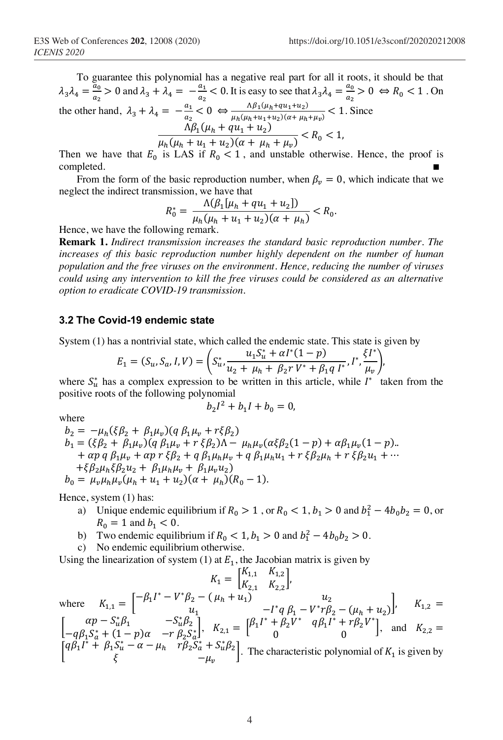To guarantee this polynomial has a negative real part for all it roots, it should be that $\lambda_3\lambda_4 = \frac{a_0}{a_2} > 0$ and $\lambda_3 + \lambda_4 = -\frac{a_1}{a_2} < 0$. It is easy to see that $\lambda_3\lambda_4 = \frac{a_0}{a_2} > 0 \Leftrightarrow R_0 < 1$ . On the other hand, $\lambda_3 + \lambda_4 = -\frac{a_1}{a_2} < 0 \Leftrightarrow \frac{\Lambda\beta_1(\mu_h+qu_1+u_2)}{\mu_h(\mu_h+u_1+u_2)(\alpha+\mu_h+\mu_v)} < 1$. Since

$$\frac{\Lambda\beta_1(\mu_h + qu_1 + u_2)}{\mu_h(\mu_h + u_1 + u_2)(\alpha + \mu_h + \mu_v)} < R_0 < 1,$$

Then we have that $E_0$ is LAS if $R_0 < 1$ , and unstable otherwise. Hence, the proof is completed. ∎

From the form of the basic reproduction number, when $\beta_v = 0$, which indicate that we neglect the indirect transmission, we have that

$$R_0^* = \frac{\Lambda(\beta_1[\mu_h + qu_1 + u_2])}{\mu_h(\mu_h + u_1 + u_2)(\alpha + \mu_h)} < R_0.$$

Hence, we have the following remark.

**Remark 1.** *Indirect transmission increases the standard basic reproduction number. The increases of this basic reproduction number highly dependent on the number of human population and the free viruses on the environment. Hence, reducing the number of viruses could using any intervention to kill the free viruses could be considered as an alternative option to eradicate COVID-19 transmission.*

### 3.2 The Covid-19 endemic state

System (1) has a nontrivial state, which called the endemic state. This state is given by

$$E_1 = (S_u, S_a, I, V) = \left(S_u^*, \frac{u_1S_u^* + \alpha I^*(1-p)}{u_2 + \mu_h + \beta_2 r V^* + \beta_1 q I^*}, I^*, \frac{\xi I^*}{\mu_v}\right),$$

where $S_u^*$ has a complex expression to be written in this article, while $I^*$ taken from the positive roots of the following polynomial

$$b_2 I^2 + b_1 I + b_0 = 0,$$

where

$$\begin{aligned}
b_2 &= -\mu_h(\xi\beta_2 + \beta_1\mu_v)(q\,\beta_1\mu_v + r\xi\beta_2)\\
b_1 &= (\xi\beta_2 + \beta_1\mu_v)(q\,\beta_1\mu_v + r\,\xi\beta_2)\Lambda - \mu_h\mu_v(\alpha\xi\beta_2(1-p) + \alpha\beta_1\mu_v(1-p))..\\
&\quad + \alpha p\, q\,\beta_1\mu_v + \alpha p\, r\,\xi\beta_2 + q\,\beta_1\mu_h\mu_v + q\,\beta_1\mu_h u_1 + r\,\xi\beta_2\mu_h + r\,\xi\beta_2 u_1 + \cdots\\
&\quad + \xi\beta_2\mu_h\xi\beta_2 u_2 + \beta_1\mu_h\mu_v + \beta_1\mu_v u_2)\\
b_0 &= \mu_v\mu_h\mu_v(\mu_h + u_1 + u_2)(\alpha + \mu_h)(R_0 - 1).
\end{aligned}$$

Hence, system (1) has:

a) Unique endemic equilibrium if $R_0 > 1$ , or $R_0 < 1$, $b_1 > 0$ and $b_1^2 - 4b_0b_2 = 0$, or $R_0 = 1$ and $b_1 < 0$.

b) Two endemic equilibrium if $R_0 < 1$, $b_1 > 0$ and $b_1^2 - 4b_0b_2 > 0$.

c) No endemic equilibrium otherwise.

Using the linearization of system (1) at $E_1$, the Jacobian matrix is given by

$$K_1 = \begin{bmatrix} K_{1,1} & K_{1,2} \\ K_{2,1} & K_{2,2} \end{bmatrix},$$

where $K_{1,1} = \begin{bmatrix} -\beta_1 I^* - V^*\beta_2 - (\mu_h + u_1) & u_2 \\ u_1 & -I^* q\,\beta_1 - V^* r\beta_2 - (\mu_h + u_2) \end{bmatrix}$, $K_{1,2} = \begin{bmatrix} \alpha p - S_u^*\beta_1 & -S_u^*\beta_2 \\ -q\beta_1 S_a^* + (1-p)\alpha & -r\,\beta_2 S_a^* \end{bmatrix}$, $K_{2,1} = \begin{bmatrix} \beta_1 I^* + \beta_2 V^* & q\beta_1 I^* + r\beta_2 V^* \\ 0 & 0 \end{bmatrix}$, and $K_{2,2} = \begin{bmatrix} q\beta_1 I^* + \beta_1 S_u^* - \alpha - \mu_h & r\beta_2 S_a^* + S_u^*\beta_2 \\ \xi & -\mu_v \end{bmatrix}$. The characteristic polynomial of $K_1$ is given by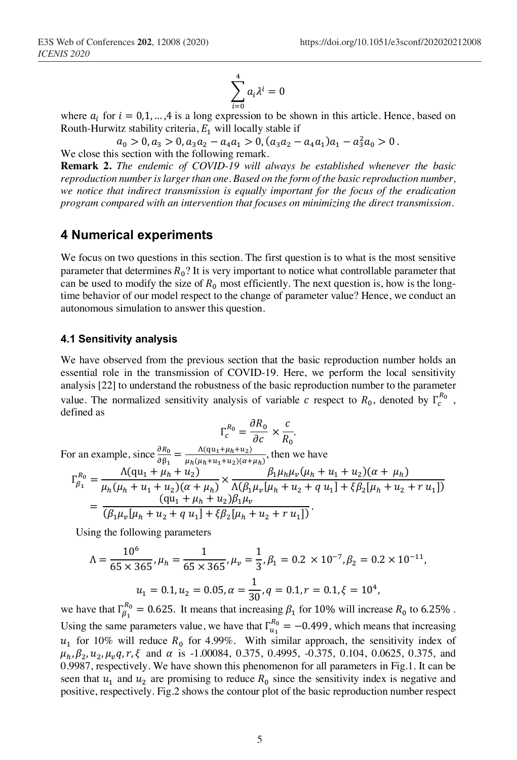$$\sum_{i=0}^{4} a_i \lambda^i = 0$$

where $a_i$ for $i = 0,1,\ldots,4$ is a long expression to be shown in this article. Hence, based on Routh-Hurwitz stability criteria, $E_1$ will locally stable if

$$a_0 > 0, a_3 > 0, a_3 a_2 - a_4 a_1 > 0, (a_3 a_2 - a_4 a_1)a_1 - a_3^2 a_0 > 0\,.$$

We close this section with the following remark.

**Remark 2.** *The endemic of COVID-19 will always be established whenever the basic reproduction number is larger than one. Based on the form of the basic reproduction number, we notice that indirect transmission is equally important for the focus of the eradication program compared with an intervention that focuses on minimizing the direct transmission.*

## 4 Numerical experiments

We focus on two questions in this section. The first question is to what is the most sensitive parameter that determines $R_0$? It is very important to notice what controllable parameter that can be used to modify the size of $R_0$ most efficiently. The next question is, how is the long-time behavior of our model respect to the change of parameter value? Hence, we conduct an autonomous simulation to answer this question.

### 4.1 Sensitivity analysis

We have observed from the previous section that the basic reproduction number holds an essential role in the transmission of COVID-19. Here, we perform the local sensitivity analysis [22] to understand the robustness of the basic reproduction number to the parameter value. The normalized sensitivity analysis of variable $c$ respect to $R_0$, denoted by $\Gamma_c^{R_0}$, defined as

$$\Gamma_c^{R_0} = \frac{\partial R_0}{\partial c} \times \frac{c}{R_0}.$$

For an example, since $\frac{\partial R_0}{\partial \beta_1} = \frac{\Lambda(q u_1 + \mu_h + u_2)}{\mu_h(\mu_h + u_1 + u_2)(\alpha + \mu_h)}$, then we have

$$\begin{aligned}
\Gamma_{\beta_1}^{R_0} &= \frac{\Lambda(q u_1 + \mu_h + u_2)}{\mu_h(\mu_h + u_1 + u_2)(\alpha + \mu_h)} \times \frac{\beta_1 \mu_h \mu_v (\mu_h + u_1 + u_2)(\alpha + \mu_h)}{\Lambda(\beta_1 \mu_v [\mu_h + u_2 + q\, u_1] + \xi \beta_2 [\mu_h + u_2 + r\, u_1])} \\
&= \frac{(q u_1 + \mu_h + u_2)\beta_1 \mu_v}{(\beta_1 \mu_v [\mu_h + u_2 + q\, u_1] + \xi \beta_2 [\mu_h + u_2 + r\, u_1])}.
\end{aligned}$$

Using the following parameters

$$\Lambda = \frac{10^6}{65 \times 365}, \mu_h = \frac{1}{65 \times 365}, \mu_v = \frac{1}{3}, \beta_1 = 0.2 \times 10^{-7}, \beta_2 = 0.2 \times 10^{-11},$$

$$u_1 = 0.1, u_2 = 0.05, \alpha = \frac{1}{30}, q = 0.1, r = 0.1, \xi = 10^4,$$

we have that $\Gamma_{\beta_1}^{R_0} = 0.625$. It means that increasing $\beta_1$ for 10% will increase $R_0$ to 6.25%. Using the same parameters value, we have that $\Gamma_{u_1}^{R_0} = -0.499$, which means that increasing $u_1$ for 10% will reduce $R_0$ for 4.99%. With similar approach, the sensitivity index of $\mu_h, \beta_2, u_2, \mu_v q, r, \xi$ and $\alpha$ is -1.00084, 0.375, 0.4995, -0.375, 0.104, 0.0625, 0.375, and 0.9987, respectively. We have shown this phenomenon for all parameters in Fig.1. It can be seen that $u_1$ and $u_2$ are promising to reduce $R_0$ since the sensitivity index is negative and positive, respectively. Fig.2 shows the contour plot of the basic reproduction number respect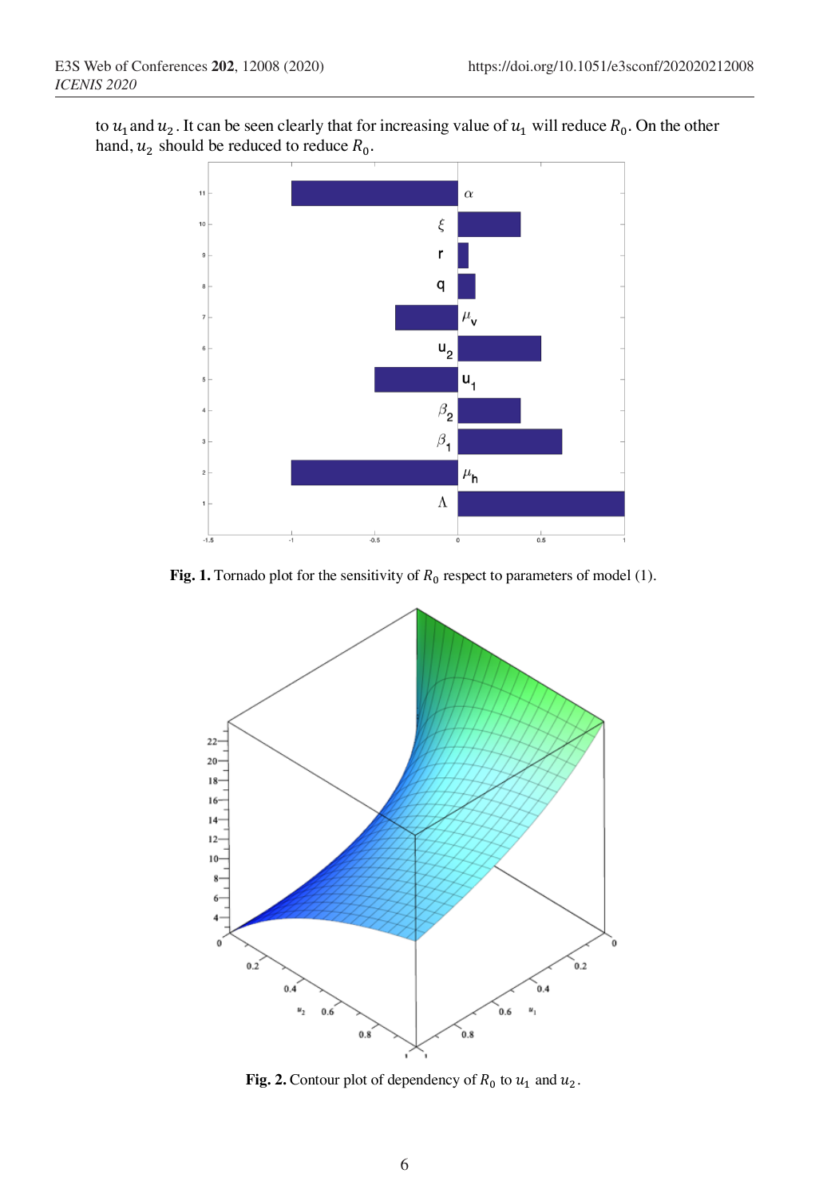to $u_1$ and $u_2$. It can be seen clearly that for increasing value of $u_1$ will reduce $R_0$. On the other hand, $u_2$ should be reduced to reduce $R_0$.

**Fig. 1.** Tornado plot for the sensitivity of $R_0$ respect to parameters of model (1).

**Fig. 2.** Contour plot of dependency of $R_0$ to $u_1$ and $u_2$.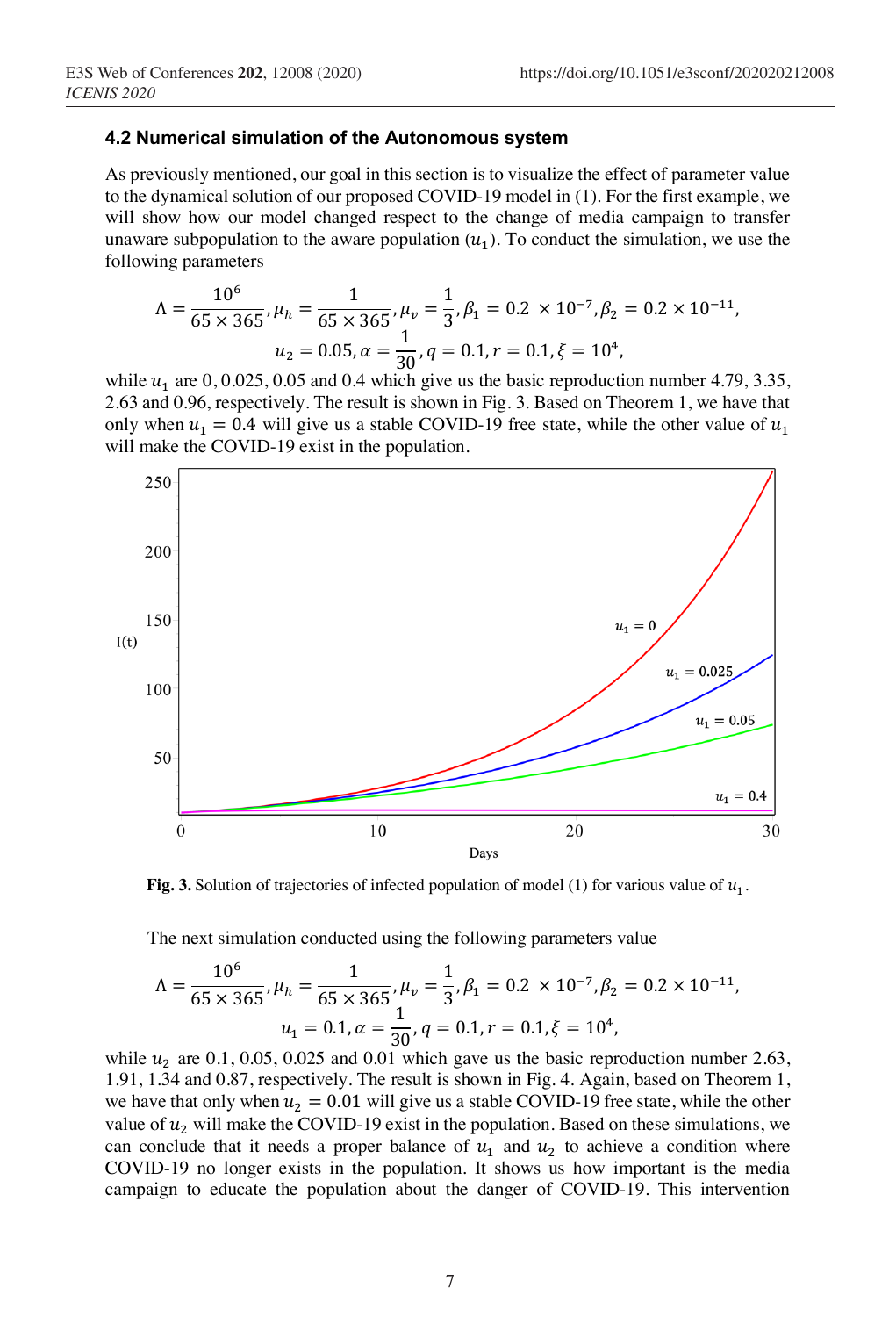### 4.2 Numerical simulation of the Autonomous system

As previously mentioned, our goal in this section is to visualize the effect of parameter value to the dynamical solution of our proposed COVID-19 model in (1). For the first example, we will show how our model changed respect to the change of media campaign to transfer unaware subpopulation to the aware population ($u_1$). To conduct the simulation, we use the following parameters

$$\Lambda = \frac{10^6}{65 \times 365}, \mu_h = \frac{1}{65 \times 365}, \mu_v = \frac{1}{3}, \beta_1 = 0.2 \times 10^{-7}, \beta_2 = 0.2 \times 10^{-11},$$
$$u_2 = 0.05, \alpha = \frac{1}{30}, q = 0.1, r = 0.1, \xi = 10^4,$$

while $u_1$ are 0, 0.025, 0.05 and 0.4 which give us the basic reproduction number 4.79, 3.35, 2.63 and 0.96, respectively. The result is shown in Fig. 3. Based on Theorem 1, we have that only when $u_1 = 0.4$ will give us a stable COVID-19 free state, while the other value of $u_1$ will make the COVID-19 exist in the population.

**Fig. 3.** Solution of trajectories of infected population of model (1) for various value of $u_1$.

The next simulation conducted using the following parameters value

$$\Lambda = \frac{10^6}{65 \times 365}, \mu_h = \frac{1}{65 \times 365}, \mu_v = \frac{1}{3}, \beta_1 = 0.2 \times 10^{-7}, \beta_2 = 0.2 \times 10^{-11},$$
$$u_1 = 0.1, \alpha = \frac{1}{30}, q = 0.1, r = 0.1, \xi = 10^4,$$

while $u_2$ are 0.1, 0.05, 0.025 and 0.01 which gave us the basic reproduction number 2.63, 1.91, 1.34 and 0.87, respectively. The result is shown in Fig. 4. Again, based on Theorem 1, we have that only when $u_2 = 0.01$ will give us a stable COVID-19 free state, while the other value of $u_2$ will make the COVID-19 exist in the population. Based on these simulations, we can conclude that it needs a proper balance of $u_1$ and $u_2$ to achieve a condition where COVID-19 no longer exists in the population. It shows us how important is the media campaign to educate the population about the danger of COVID-19. This intervention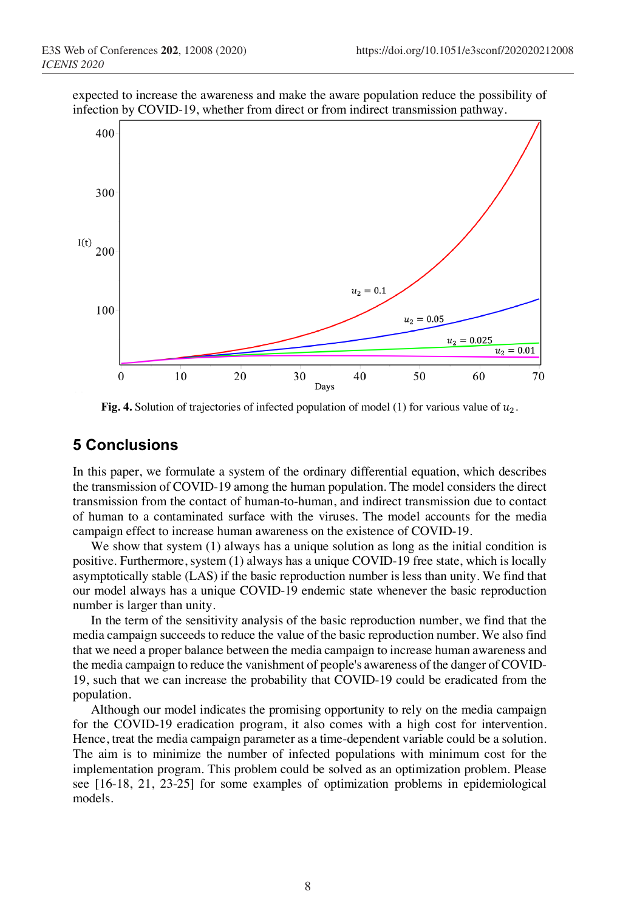expected to increase the awareness and make the aware population reduce the possibility of infection by COVID-19, whether from direct or from indirect transmission pathway.

**Fig. 4.** Solution of trajectories of infected population of model (1) for various value of $u_2$.

## 5 Conclusions

In this paper, we formulate a system of the ordinary differential equation, which describes the transmission of COVID-19 among the human population. The model considers the direct transmission from the contact of human-to-human, and indirect transmission due to contact of human to a contaminated surface with the viruses. The model accounts for the media campaign effect to increase human awareness on the existence of COVID-19.

We show that system (1) always has a unique solution as long as the initial condition is positive. Furthermore, system (1) always has a unique COVID-19 free state, which is locally asymptotically stable (LAS) if the basic reproduction number is less than unity. We find that our model always has a unique COVID-19 endemic state whenever the basic reproduction number is larger than unity.

In the term of the sensitivity analysis of the basic reproduction number, we find that the media campaign succeeds to reduce the value of the basic reproduction number. We also find that we need a proper balance between the media campaign to increase human awareness and the media campaign to reduce the vanishment of people's awareness of the danger of COVID-19, such that we can increase the probability that COVID-19 could be eradicated from the population.

Although our model indicates the promising opportunity to rely on the media campaign for the COVID-19 eradication program, it also comes with a high cost for intervention. Hence, treat the media campaign parameter as a time-dependent variable could be a solution. The aim is to minimize the number of infected populations with minimum cost for the implementation program. This problem could be solved as an optimization problem. Please see [16-18, 21, 23-25] for some examples of optimization problems in epidemiological models.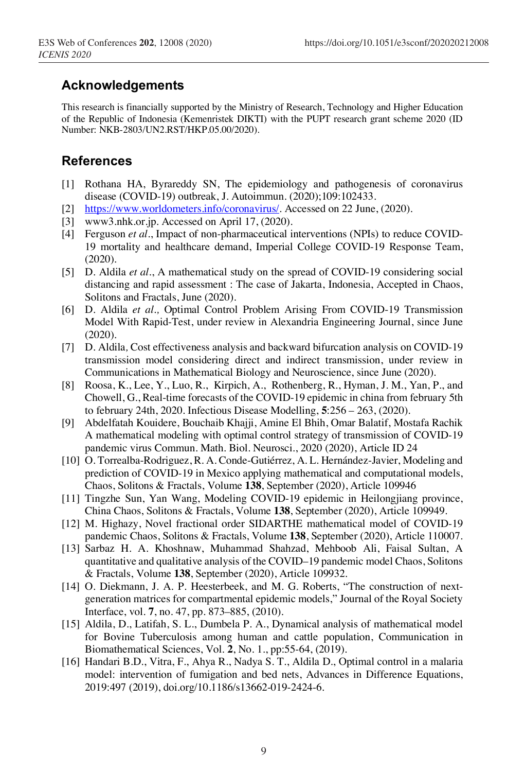## Acknowledgements

This research is financially supported by the Ministry of Research, Technology and Higher Education of the Republic of Indonesia (Kemenristek DIKTI) with the PUPT research grant scheme 2020 (ID Number: NKB-2803/UN2.RST/HKP.05.00/2020).

## References

[1] Rothana HA, Byrareddy SN, The epidemiology and pathogenesis of coronavirus disease (COVID-19) outbreak, J. Autoimmun. (2020);109:102433.

[2] https://www.worldometers.info/coronavirus/. Accessed on 22 June, (2020).

[3] www3.nhk.or.jp. Accessed on April 17, (2020).

[4] Ferguson *et al*., Impact of non-pharmaceutical interventions (NPIs) to reduce COVID-19 mortality and healthcare demand, Imperial College COVID-19 Response Team, (2020).

[5] D. Aldila *et al*., A mathematical study on the spread of COVID-19 considering social distancing and rapid assessment : The case of Jakarta, Indonesia, Accepted in Chaos, Solitons and Fractals, June (2020).

[6] D. Aldila *et al.,* Optimal Control Problem Arising From COVID-19 Transmission Model With Rapid-Test, under review in Alexandria Engineering Journal, since June (2020).

[7] D. Aldila*,* Cost effectiveness analysis and backward bifurcation analysis on COVID-19 transmission model considering direct and indirect transmission, under review in Communications in Mathematical Biology and Neuroscience, since June (2020).

[8] Roosa, K., Lee, Y., Luo, R., Kirpich, A., Rothenberg, R., Hyman, J. M., Yan, P., and Chowell, G., Real-time forecasts of the COVID-19 epidemic in china from february 5th to february 24th, 2020. Infectious Disease Modelling, **5**:256 – 263, (2020).

[9] Abdelfatah Kouidere, Bouchaib Khajji, Amine El Bhih, Omar Balatif, Mostafa Rachik A mathematical modeling with optimal control strategy of transmission of COVID-19 pandemic virus Commun. Math. Biol. Neurosci., 2020 (2020), Article ID 24

[10] O. Torrealba-Rodriguez, R. A. Conde-Gutiérrez, A. L. Hernández-Javier, Modeling and prediction of COVID-19 in Mexico applying mathematical and computational models, Chaos, Solitons & Fractals, Volume **138**, September (2020), Article 109946

[11] Tingzhe Sun, Yan Wang, Modeling COVID-19 epidemic in Heilongjiang province, China Chaos, Solitons & Fractals, Volume **138**, September (2020), Article 109949.

[12] M. Highazy, Novel fractional order SIDARTHE mathematical model of COVID-19 pandemic Chaos, Solitons & Fractals, Volume **138**, September (2020), Article 110007.

[13] Sarbaz H. A. Khoshnaw, Muhammad Shahzad, Mehboob Ali, Faisal Sultan, A quantitative and qualitative analysis of the COVID–19 pandemic model Chaos, Solitons & Fractals, Volume **138**, September (2020), Article 109932.

[14] O. Diekmann, J. A. P. Heesterbeek, and M. G. Roberts, "The construction of next-generation matrices for compartmental epidemic models," Journal of the Royal Society Interface, vol. **7**, no. 47, pp. 873–885, (2010).

[15] Aldila, D., Latifah, S. L., Dumbela P. A., Dynamical analysis of mathematical model for Bovine Tuberculosis among human and cattle population, Communication in Biomathematical Sciences, Vol. **2**, No. 1., pp:55-64, (2019).

[16] Handari B.D., Vitra, F., Ahya R., Nadya S. T., Aldila D., Optimal control in a malaria model: intervention of fumigation and bed nets, Advances in Difference Equations, 2019:497 (2019), doi.org/10.1186/s13662-019-2424-6.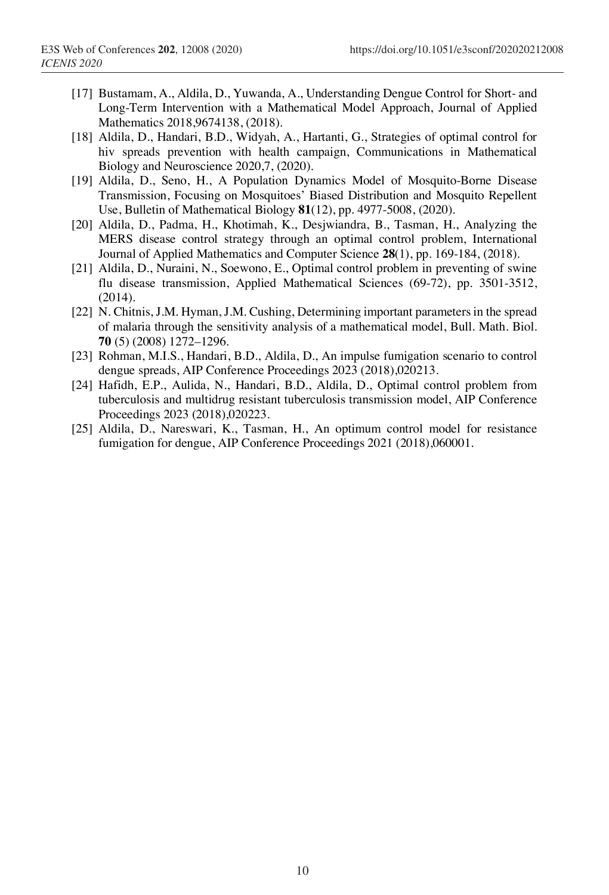[17] Bustamam, A., Aldila, D., Yuwanda, A., Understanding Dengue Control for Short- and Long-Term Intervention with a Mathematical Model Approach, Journal of Applied Mathematics 2018,9674138, (2018).

[18] Aldila, D., Handari, B.D., Widyah, A., Hartanti, G., Strategies of optimal control for hiv spreads prevention with health campaign, Communications in Mathematical Biology and Neuroscience 2020,7, (2020).

[19] Aldila, D., Seno, H., A Population Dynamics Model of Mosquito-Borne Disease Transmission, Focusing on Mosquitoes' Biased Distribution and Mosquito Repellent Use, Bulletin of Mathematical Biology **81**(12), pp. 4977-5008, (2020).

[20] Aldila, D., Padma, H., Khotimah, K., Desjwiandra, B., Tasman, H., Analyzing the MERS disease control strategy through an optimal control problem, International Journal of Applied Mathematics and Computer Science **28**(1), pp. 169-184, (2018).

[21] Aldila, D., Nuraini, N., Soewono, E., Optimal control problem in preventing of swine flu disease transmission, Applied Mathematical Sciences (69-72), pp. 3501-3512, (2014).

[22] N. Chitnis, J.M. Hyman, J.M. Cushing, Determining important parameters in the spread of malaria through the sensitivity analysis of a mathematical model, Bull. Math. Biol. **70** (5) (2008) 1272–1296.

[23] Rohman, M.I.S., Handari, B.D., Aldila, D., An impulse fumigation scenario to control dengue spreads, AIP Conference Proceedings 2023 (2018),020213.

[24] Hafidh, E.P., Aulida, N., Handari, B.D., Aldila, D., Optimal control problem from tuberculosis and multidrug resistant tuberculosis transmission model, AIP Conference Proceedings 2023 (2018),020223.

[25] Aldila, D., Nareswari, K., Tasman, H., An optimum control model for resistance fumigation for dengue, AIP Conference Proceedings 2021 (2018),060001.